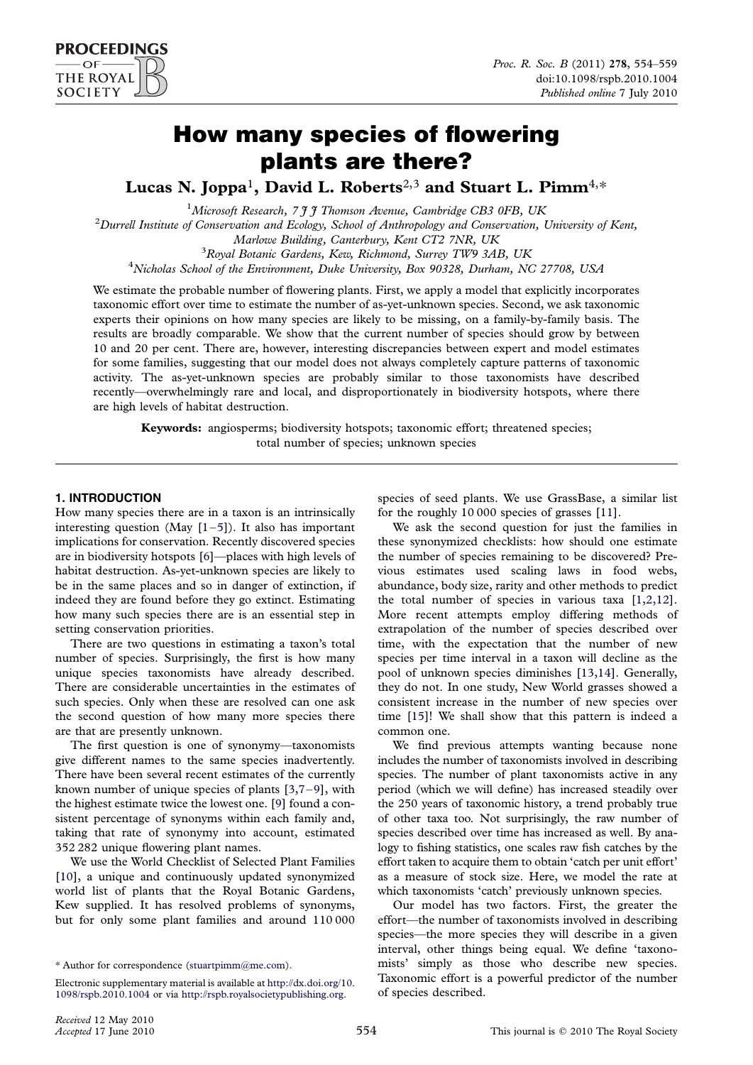# How many species of flowering plants are there?

**Lucas N. Joppa[1], David L. Roberts[2,3] and Stuart L. Pimm[4,*]**

[1]*Microsoft Research, 7 J J Thomson Avenue, Cambridge CB3 0FB, UK*

[2]*Durrell Institute of Conservation and Ecology, School of Anthropology and Conservation, University of Kent, Marlowe Building, Canterbury, Kent CT2 7NR, UK*

[3]*Royal Botanic Gardens, Kew, Richmond, Surrey TW9 3AB, UK*

[4]*Nicholas School of the Environment, Duke University, Box 90328, Durham, NC 27708, USA*

We estimate the probable number of flowering plants. First, we apply a model that explicitly incorporates taxonomic effort over time to estimate the number of as-yet-unknown species. Second, we ask taxonomic experts their opinions on how many species are likely to be missing, on a family-by-family basis. The results are broadly comparable. We show that the current number of species should grow by between 10 and 20 per cent. There are, however, interesting discrepancies between expert and model estimates for some families, suggesting that our model does not always completely capture patterns of taxonomic activity. The as-yet-unknown species are probably similar to those taxonomists have described recently—overwhelmingly rare and local, and disproportionately in biodiversity hotspots, where there are high levels of habitat destruction.

**Keywords:** angiosperms; biodiversity hotspots; taxonomic effort; threatened species; total number of species; unknown species

## 1. INTRODUCTION

How many species there are in a taxon is an intrinsically interesting question (May [1–5]). It also has important implications for conservation. Recently discovered species are in biodiversity hotspots [6]—places with high levels of habitat destruction. As-yet-unknown species are likely to be in the same places and so in danger of extinction, if indeed they are found before they go extinct. Estimating how many such species there are is an essential step in setting conservation priorities.

There are two questions in estimating a taxon's total number of species. Surprisingly, the first is how many unique species taxonomists have already described. There are considerable uncertainties in the estimates of such species. Only when these are resolved can one ask the second question of how many more species there are that are presently unknown.

The first question is one of synonymy—taxonomists give different names to the same species inadvertently. There have been several recent estimates of the currently known number of unique species of plants [3,7–9], with the highest estimate twice the lowest one. [9] found a consistent percentage of synonyms within each family and, taking that rate of synonymy into account, estimated 352 282 unique flowering plant names.

We use the World Checklist of Selected Plant Families [10], a unique and continuously updated synonymized world list of plants that the Royal Botanic Gardens, Kew supplied. It has resolved problems of synonyms, but for only some plant families and around 110 000 species of seed plants. We use GrassBase, a similar list for the roughly 10 000 species of grasses [11].

We ask the second question for just the families in these synonymized checklists: how should one estimate the number of species remaining to be discovered? Previous estimates used scaling laws in food webs, abundance, body size, rarity and other methods to predict the total number of species in various taxa [1,2,12]. More recent attempts employ differing methods of extrapolation of the number of species described over time, with the expectation that the number of new species per time interval in a taxon will decline as the pool of unknown species diminishes [13,14]. Generally, they do not. In one study, New World grasses showed a consistent increase in the number of new species over time [15]! We shall show that this pattern is indeed a common one.

We find previous attempts wanting because none includes the number of taxonomists involved in describing species. The number of plant taxonomists active in any period (which we will define) has increased steadily over the 250 years of taxonomic history, a trend probably true of other taxa too. Not surprisingly, the raw number of species described over time has increased as well. By analogy to fishing statistics, one scales raw fish catches by the effort taken to acquire them to obtain 'catch per unit effort' as a measure of stock size. Here, we model the rate at which taxonomists 'catch' previously unknown species.

Our model has two factors. First, the greater the effort—the number of taxonomists involved in describing species—the more species they will describe in a given interval, other things being equal. We define 'taxonomists' simply as those who describe new species. Taxonomic effort is a powerful predictor of the number of species described.

\* Author for correspondence (stuartpimm@me.com).

Electronic supplementary material is available at http://dx.doi.org/10.1098/rspb.2010.1004 or via http://rspb.royalsocietypublishing.org.

*Received 12 May 2010*
*Accepted 17 June 2010*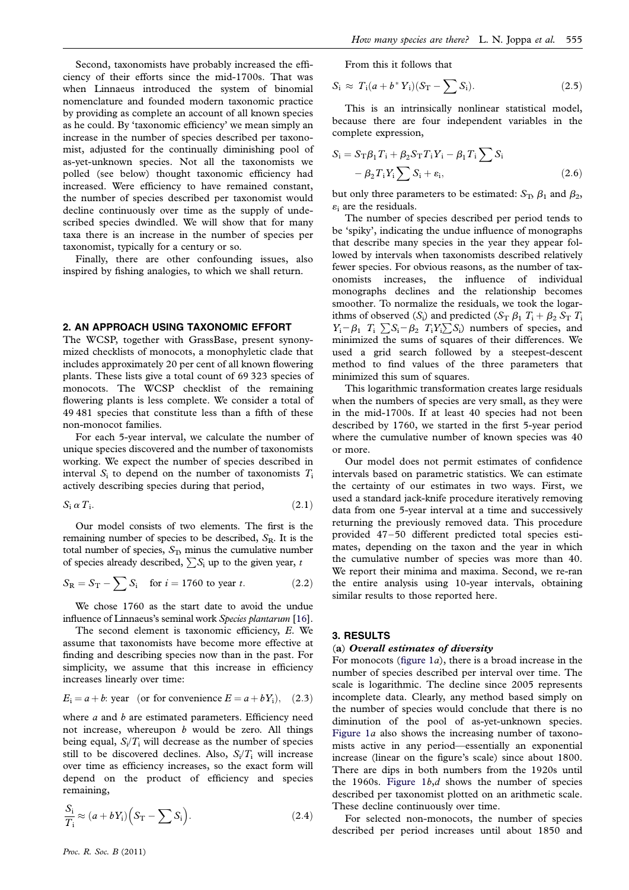Second, taxonomists have probably increased the efficiency of their efforts since the mid-1700s. That was when Linnaeus introduced the system of binomial nomenclature and founded modern taxonomic practice by providing as complete an account of all known species as he could. By 'taxonomic efficiency' we mean simply an increase in the number of species described per taxonomist, adjusted for the continually diminishing pool of as-yet-unknown species. Not all the taxonomists we polled (see below) thought taxonomic efficiency had increased. Were efficiency to have remained constant, the number of species described per taxonomist would decline continuously over time as the supply of undescribed species dwindled. We will show that for many taxa there is an increase in the number of species per taxonomist, typically for a century or so.

Finally, there are other confounding issues, also inspired by fishing analogies, to which we shall return.

## 2. AN APPROACH USING TAXONOMIC EFFORT

The WCSP, together with GrassBase, present synonymized checklists of monocots, a monophyletic clade that includes approximately 20 per cent of all known flowering plants. These lists give a total count of 69 323 species of monocots. The WCSP checklist of the remaining flowering plants is less complete. We consider a total of 49 481 species that constitute less than a fifth of these non-monocot families.

For each 5-year interval, we calculate the number of unique species discovered and the number of taxonomists working. We expect the number of species described in interval $S_i$ to depend on the number of taxonomists $T_i$ actively describing species during that period,

$$S_i \propto T_i. \tag{2.1}$$

Our model consists of two elements. The first is the remaining number of species to be described, $S_R$. It is the total number of species, $S_T$, minus the cumulative number of species already described, $\sum S_i$ up to the given year, $t$

$$S_R = S_T - \sum S_i \quad \text{for } i = 1760 \text{ to year } t. \tag{2.2}$$

We chose 1760 as the start date to avoid the undue influence of Linnaeus's seminal work *Species plantarum* [16].

The second element is taxonomic efficiency, $E$. We assume that taxonomists have become more effective at finding and describing species now than in the past. For simplicity, we assume that this increase in efficiency increases linearly over time:

$$E_i = a + b\text{: year} \quad (\text{or for convenience } E = a + bY_i), \tag{2.3}$$

where $a$ and $b$ are estimated parameters. Efficiency need not increase, whereupon $b$ would be zero. All things being equal, $S_i/T_i$ will decrease as the number of species still to be discovered declines. Also, $S_i/T_i$ will increase over time as efficiency increases, so the exact form will depend on the product of efficiency and species remaining,

$$\frac{S_i}{T_i} \approx (a + bY_i)\left(S_T - \sum S_i\right). \tag{2.4}$$

From this it follows that

$$S_i \approx T_i(a + b^* Y_i)(S_T - \sum S_i). \tag{2.5}$$

This is an intrinsically nonlinear statistical model, because there are four independent variables in the complete expression,

$$S_i = S_T\beta_1 T_i + \beta_2 S_T T_i Y_i - \beta_1 T_i \sum S_i - \beta_2 T_i Y_i \sum S_i + \varepsilon_i, \tag{2.6}$$

but only three parameters to be estimated: $S_T$, $\beta_1$ and $\beta_2$, $\varepsilon_i$ are the residuals.

The number of species described per period tends to be 'spiky', indicating the undue influence of monographs that describe many species in the year they appear followed by intervals when taxonomists described relatively fewer species. For obvious reasons, as the number of taxonomists increases, the influence of individual monographs declines and the relationship becomes smoother. To normalize the residuals, we took the logarithms of observed ($S_i$) and predicted ($S_T\ \beta_1\ T_i + \beta_2\ S_T\ T_i\ Y_i - \beta_1\ T_i \sum S_i - \beta_2\ T_i Y_i \sum S_i$) numbers of species, and minimized the sums of squares of their differences. We used a grid search followed by a steepest-descent method to find values of the three parameters that minimized this sum of squares.

This logarithmic transformation creates large residuals when the numbers of species are very small, as they were in the mid-1700s. If at least 40 species had not been described by 1760, we started in the first 5-year period where the cumulative number of known species was 40 or more.

Our model does not permit estimates of confidence intervals based on parametric statistics. We can estimate the certainty of our estimates in two ways. First, we used a standard jack-knife procedure iteratively removing data from one 5-year interval at a time and successively returning the previously removed data. This procedure provided 47–50 different predicted total species estimates, depending on the taxon and the year in which the cumulative number of species was more than 40. We report their minima and maxima. Second, we re-ran the entire analysis using 10-year intervals, obtaining similar results to those reported here.

## 3. RESULTS

### (a) *Overall estimates of diversity*

For monocots (figure 1*a*), there is a broad increase in the number of species described per interval over time. The scale is logarithmic. The decline since 2005 represents incomplete data. Clearly, any method based simply on the number of species would conclude that there is no diminution of the pool of as-yet-unknown species. Figure 1*a* also shows the increasing number of taxonomists active in any period—essentially an exponential increase (linear on the figure's scale) since about 1800. There are dips in both numbers from the 1920s until the 1960s. Figure 1*b*,*d* shows the number of species described per taxonomist plotted on an arithmetic scale. These decline continuously over time.

For selected non-monocots, the number of species described per period increases until about 1850 and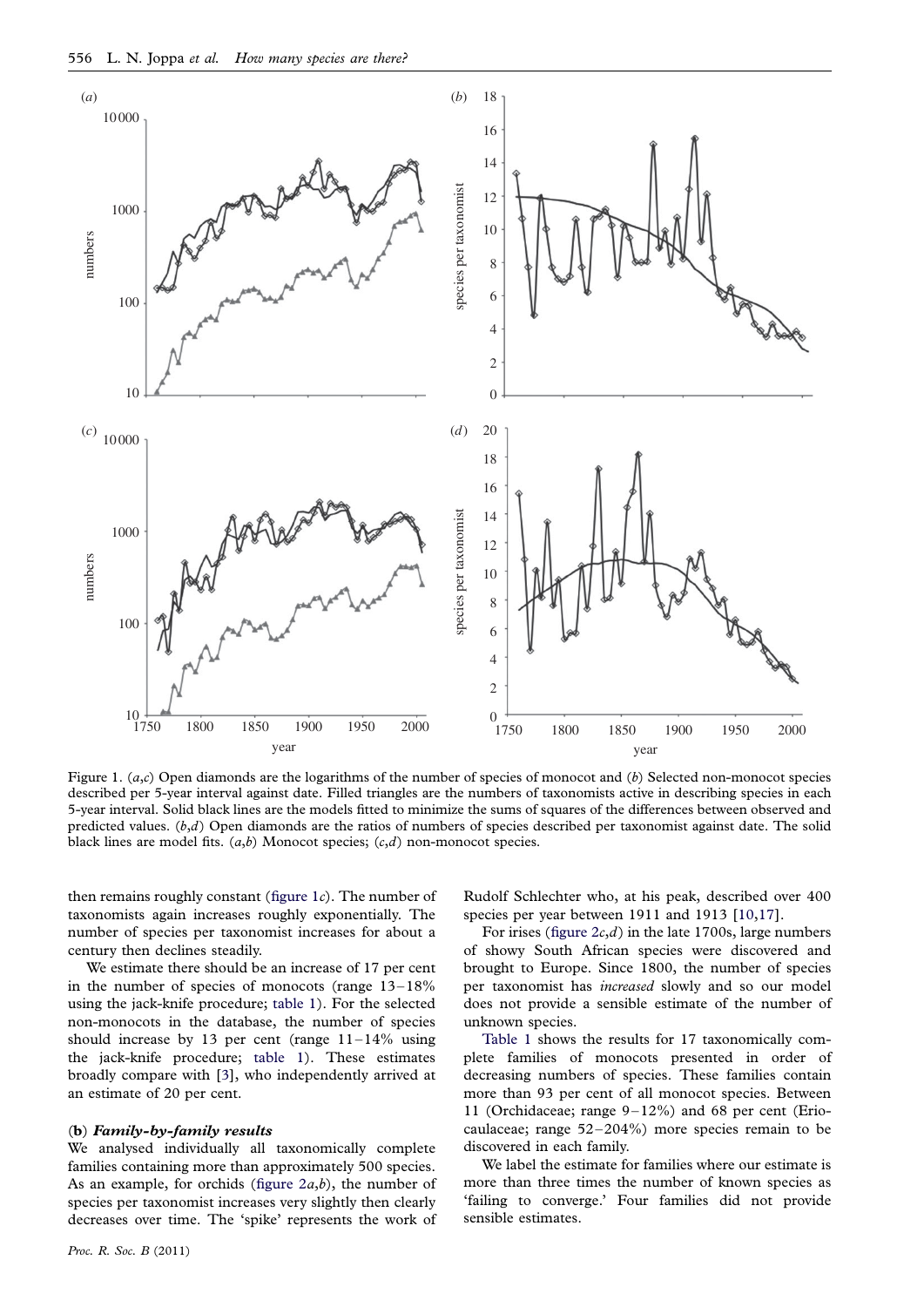Figure 1. (*a*,*c*) Open diamonds are the logarithms of the number of species of monocot and (*b*) Selected non-monocot species described per 5-year interval against date. Filled triangles are the numbers of taxonomists active in describing species in each 5-year interval. Solid black lines are the models fitted to minimize the sums of squares of the differences between observed and predicted values. (*b*,*d*) Open diamonds are the ratios of numbers of species described per taxonomist against date. The solid black lines are model fits. (*a*,*b*) Monocot species; (*c*,*d*) non-monocot species.

then remains roughly constant (figure 1*c*). The number of taxonomists again increases roughly exponentially. The number of species per taxonomist increases for about a century then declines steadily.

We estimate there should be an increase of 17 per cent in the number of species of monocots (range 13–18% using the jack-knife procedure; table 1). For the selected non-monocots in the database, the number of species should increase by 13 per cent (range 11–14% using the jack-knife procedure; table 1). These estimates broadly compare with [3], who independently arrived at an estimate of 20 per cent.

### (b) *Family-by-family results*

We analysed individually all taxonomically complete families containing more than approximately 500 species. As an example, for orchids (figure 2*a*,*b*), the number of species per taxonomist increases very slightly then clearly decreases over time. The 'spike' represents the work of Rudolf Schlechter who, at his peak, described over 400 species per year between 1911 and 1913 [10,17].

For irises (figure 2*c*,*d*) in the late 1700s, large numbers of showy South African species were discovered and brought to Europe. Since 1800, the number of species per taxonomist has *increased* slowly and so our model does not provide a sensible estimate of the number of unknown species.

Table 1 shows the results for 17 taxonomically complete families of monocots presented in order of decreasing numbers of species. These families contain more than 93 per cent of all monocot species. Between 11 (Orchidaceae; range 9–12%) and 68 per cent (Eriocaulaceae; range 52–204%) more species remain to be discovered in each family.

We label the estimate for families where our estimate is more than three times the number of known species as 'failing to converge.' Four families did not provide sensible estimates.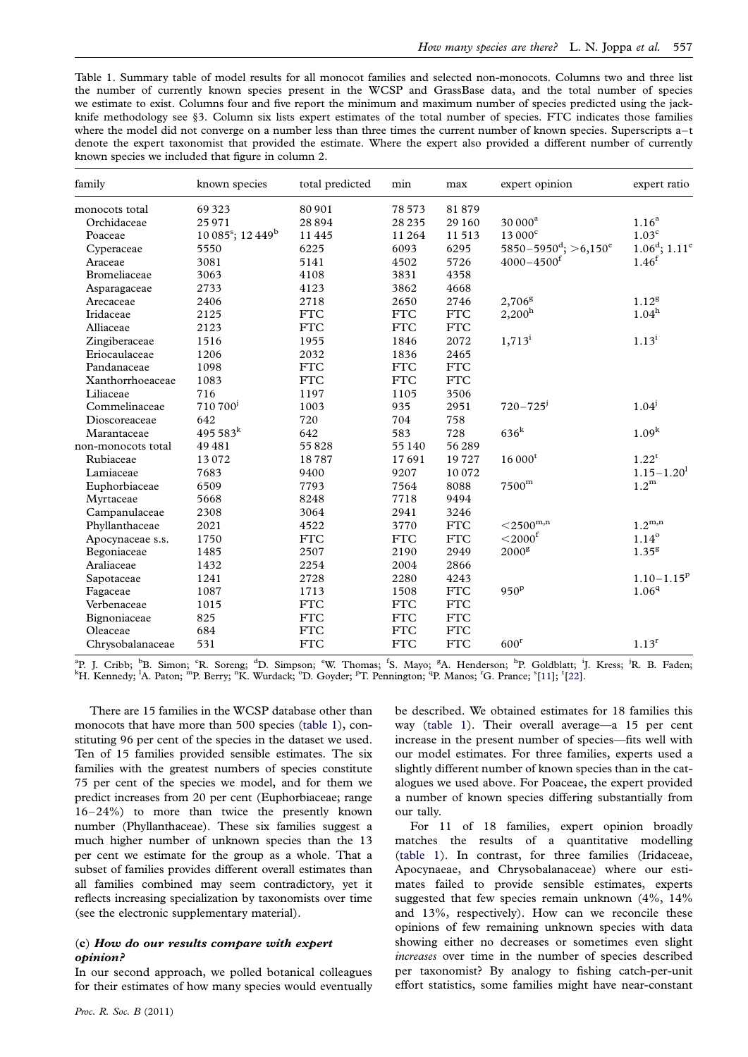Table 1. Summary table of model results for all monocot families and selected non-monocots. Columns two and three list the number of currently known species present in the WCSP and GrassBase data, and the total number of species we estimate to exist. Columns four and five report the minimum and maximum number of species predicted using the jack-knife methodology see §3. Column six lists expert estimates of the total number of species. FTC indicates those families where the model did not converge on a number less than three times the current number of known species. Superscripts a–t denote the expert taxonomist that provided the estimate. Where the expert also provided a different number of currently known species we included that figure in column 2.

| family | known species | total predicted | min | max | expert opinion | expert ratio |
|---|---|---|---|---|---|---|
| monocots total | 69 323 | 80 901 | 78 573 | 81 879 | | |
| Orchidaceae | 25 971 | 28 894 | 28 235 | 29 160 | 30 000[a] | 1.16[a] |
| Poaceae | 10 085[s]; 12 449[b] | 11 445 | 11 264 | 11 513 | 13 000[c] | 1.03[c] |
| Cyperaceae | 5550 | 6225 | 6093 | 6295 | 5850–5950[d]; >6,150[e] | 1.06[d]; 1.11[e] |
| Araceae | 3081 | 5141 | 4502 | 5726 | 4000–4500[f] | 1.46[f] |
| Bromeliaceae | 3063 | 4108 | 3831 | 4358 | | |
| Asparagaceae | 2733 | 4123 | 3862 | 4668 | | |
| Arecaceae | 2406 | 2718 | 2650 | 2746 | 2,706[g] | 1.12[g] |
| Iridaceae | 2125 | FTC | FTC | FTC | 2,200[h] | 1.04[h] |
| Alliaceae | 2123 | FTC | FTC | FTC | | |
| Zingiberaceae | 1516 | 1955 | 1846 | 2072 | 1,713[i] | 1.13[i] |
| Eriocaulaceae | 1206 | 2032 | 1836 | 2465 | | |
| Pandanaceae | 1098 | FTC | FTC | FTC | | |
| Xanthorrhoeaceae | 1083 | FTC | FTC | FTC | | |
| Liliaceae | 716 | 1197 | 1105 | 3506 | | |
| Commelinaceae | 710 700[j] | 1003 | 935 | 2951 | 720–725[j] | 1.04[j] |
| Dioscoreaceae | 642 | 720 | 704 | 758 | | |
| Marantaceae | 495 583[k] | 642 | 583 | 728 | 636[k] | 1.09[k] |
| non-monocots total | 49 481 | 55 828 | 55 140 | 56 289 | | |
| Rubiaceae | 13 072 | 18 787 | 17 691 | 19 727 | 16 000[t] | 1.22[t] |
| Lamiaceae | 7683 | 9400 | 9207 | 10 072 | | 1.15–1.20[l] |
| Euphorbiaceae | 6509 | 7793 | 7564 | 8088 | 7500[m] | 1.2[m] |
| Myrtaceae | 5668 | 8248 | 7718 | 9494 | | |
| Campanulaceae | 2308 | 3064 | 2941 | 3246 | | |
| Phyllanthaceae | 2021 | 4522 | 3770 | FTC | <2500[m,n] | 1.2[m,n] |
| Apocynaceae s.s. | 1750 | FTC | FTC | FTC | <2000[f] | 1.14[o] |
| Begoniaceae | 1485 | 2507 | 2190 | 2949 | 2000[g] | 1.35[g] |
| Araliaceae | 1432 | 2254 | 2004 | 2866 | | |
| Sapotaceae | 1241 | 2728 | 2280 | 4243 | | 1.10–1.15[p] |
| Fagaceae | 1087 | 1713 | 1508 | FTC | 950[p] | 1.06[q] |
| Verbenaceae | 1015 | FTC | FTC | FTC | | |
| Bignoniaceae | 825 | FTC | FTC | FTC | | |
| Oleaceae | 684 | FTC | FTC | FTC | | |
| Chrysobalanaceae | 531 | FTC | FTC | FTC | 600[r] | 1.13[r] |

[a]P. J. Cribb; [b]B. Simon; [c]R. Soreng; [d]D. Simpson; [e]W. Thomas; [f]S. Mayo; [g]A. Henderson; [h]P. Goldblatt; [i]J. Kress; [j]R. B. Faden; [k]H. Kennedy; [l]A. Paton; [m]P. Berry; [n]K. Wurdack; [o]D. Goyder; [p]T. Pennington; [q]P. Manos; [r]G. Prance; [s][11]; [t][22].

There are 15 families in the WCSP database other than monocots that have more than 500 species (table 1), constituting 96 per cent of the species in the dataset we used. Ten of 15 families provided sensible estimates. The six families with the greatest numbers of species constitute 75 per cent of the species we model, and for them we predict increases from 20 per cent (Euphorbiaceae; range 16–24%) to more than twice the presently known number (Phyllanthaceae). These six families suggest a much higher number of unknown species than the 13 per cent we estimate for the group as a whole. That a subset of families provides different overall estimates than all families combined may seem contradictory, yet it reflects increasing specialization by taxonomists over time (see the electronic supplementary material).

### (c) *How do our results compare with expert opinion?*

In our second approach, we polled botanical colleagues for their estimates of how many species would eventually be described. We obtained estimates for 18 families this way (table 1). Their overall average—a 15 per cent increase in the present number of species—fits well with our model estimates. For three families, experts used a slightly different number of known species than in the catalogues we used above. For Poaceae, the expert provided a number of known species differing substantially from our tally.

For 11 of 18 families, expert opinion broadly matches the results of a quantitative modelling (table 1). In contrast, for three families (Iridaceae, Apocynaeae, and Chrysobalanaceae) where our estimates failed to provide sensible estimates, experts suggested that few species remain unknown (4%, 14% and 13%, respectively). How can we reconcile these opinions of few remaining unknown species with data showing either no decreases or sometimes even slight *increases* over time in the number of species described per taxonomist? By analogy to fishing catch-per-unit effort statistics, some families might have near-constant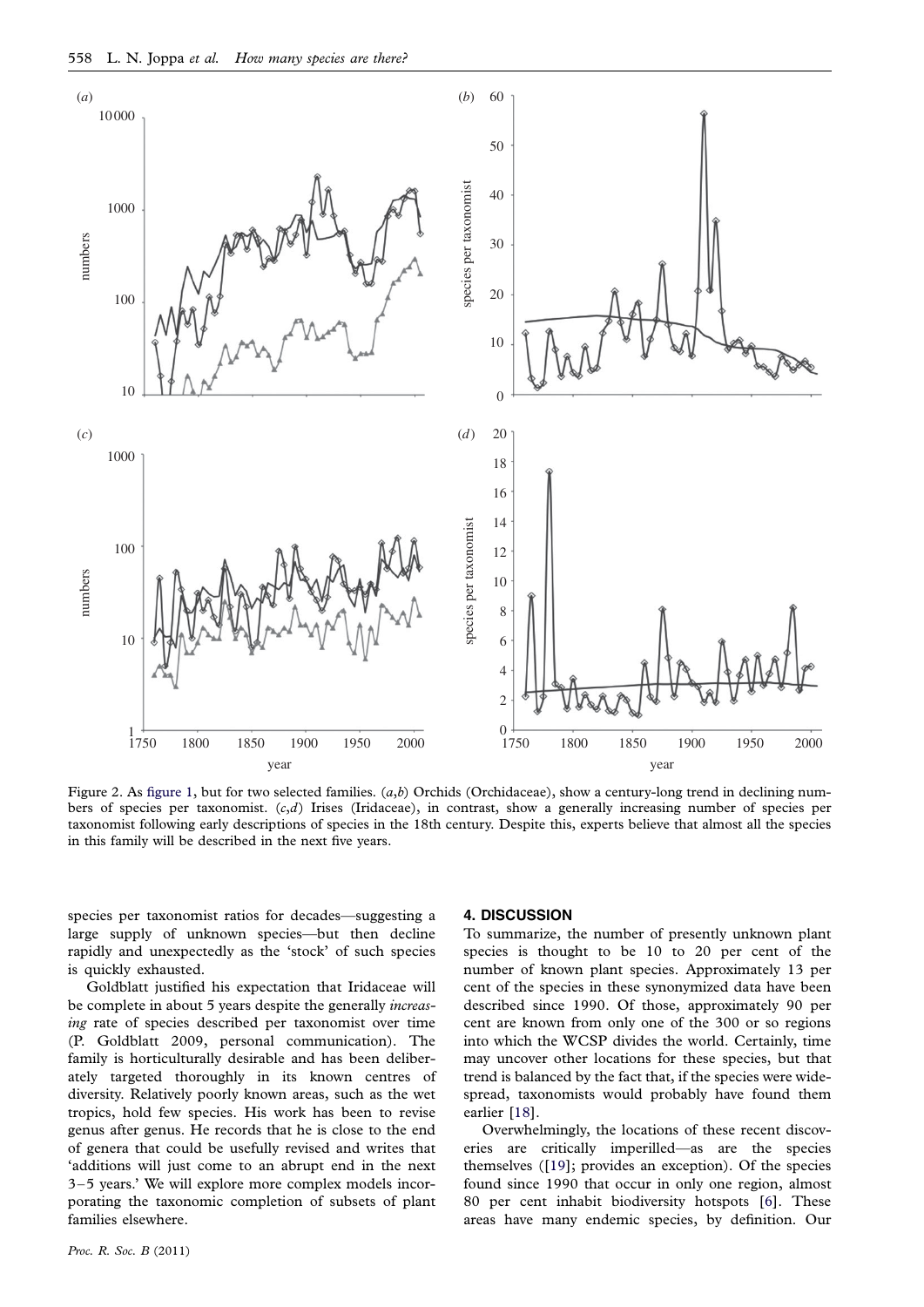Figure 2. As figure 1, but for two selected families. (*a*,*b*) Orchids (Orchidaceae), show a century-long trend in declining numbers of species per taxonomist. (*c*,*d*) Irises (Iridaceae), in contrast, show a generally increasing number of species per taxonomist following early descriptions of species in the 18th century. Despite this, experts believe that almost all the species in this family will be described in the next five years.

species per taxonomist ratios for decades—suggesting a large supply of unknown species—but then decline rapidly and unexpectedly as the 'stock' of such species is quickly exhausted.

Goldblatt justified his expectation that Iridaceae will be complete in about 5 years despite the generally *increasing* rate of species described per taxonomist over time (P. Goldblatt 2009, personal communication). The family is horticulturally desirable and has been deliberately targeted thoroughly in its known centres of diversity. Relatively poorly known areas, such as the wet tropics, hold few species. His work has been to revise genus after genus. He records that he is close to the end of genera that could be usefully revised and writes that 'additions will just come to an abrupt end in the next 3–5 years.' We will explore more complex models incorporating the taxonomic completion of subsets of plant families elsewhere.

## 4. DISCUSSION

To summarize, the number of presently unknown plant species is thought to be 10 to 20 per cent of the number of known plant species. Approximately 13 per cent of the species in these synonymized data have been described since 1990. Of those, approximately 90 per cent are known from only one of the 300 or so regions into which the WCSP divides the world. Certainly, time may uncover other locations for these species, but that trend is balanced by the fact that, if the species were widespread, taxonomists would probably have found them earlier [18].

Overwhelmingly, the locations of these recent discoveries are critically imperilled—as are the species themselves ([19]; provides an exception). Of the species found since 1990 that occur in only one region, almost 80 per cent inhabit biodiversity hotspots [6]. These areas have many endemic species, by definition. Our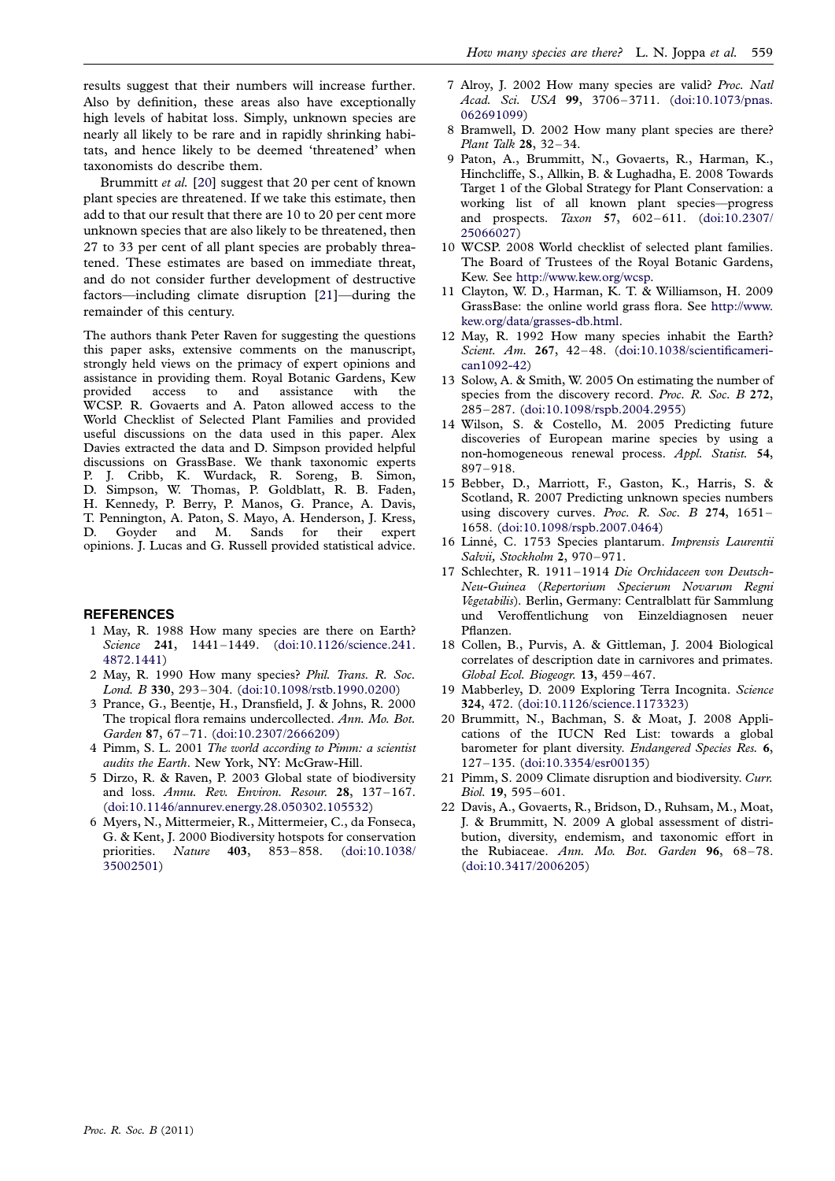results suggest that their numbers will increase further. Also by definition, these areas also have exceptionally high levels of habitat loss. Simply, unknown species are nearly all likely to be rare and in rapidly shrinking habitats, and hence likely to be deemed 'threatened' when taxonomists do describe them.

Brummitt *et al.* [20] suggest that 20 per cent of known plant species are threatened. If we take this estimate, then add to that our result that there are 10 to 20 per cent more unknown species that are also likely to be threatened, then 27 to 33 per cent of all plant species are probably threatened. These estimates are based on immediate threat, and do not consider further development of destructive factors—including climate disruption [21]—during the remainder of this century.

The authors thank Peter Raven for suggesting the questions this paper asks, extensive comments on the manuscript, strongly held views on the primacy of expert opinions and assistance in providing them. Royal Botanic Gardens, Kew provided access to and assistance with the WCSP. R. Govaerts and A. Paton allowed access to the World Checklist of Selected Plant Families and provided useful discussions on the data used in this paper. Alex Davies extracted the data and D. Simpson provided helpful discussions on GrassBase. We thank taxonomic experts P. J. Cribb, K. Wurdack, R. Soreng, B. Simon, D. Simpson, W. Thomas, P. Goldblatt, R. B. Faden, H. Kennedy, P. Berry, P. Manos, G. Prance, A. Davis, T. Pennington, A. Paton, S. Mayo, A. Henderson, J. Kress, D. Goyder and M. Sands for their expert opinions. J. Lucas and G. Russell provided statistical advice.

## REFERENCES

1. May, R. 1988 How many species are there on Earth? *Science* **241**, 1441–1449. (doi:10.1126/science.241.4872.1441)
2. May, R. 1990 How many species? *Phil. Trans. R. Soc. Lond. B* **330**, 293–304. (doi:10.1098/rstb.1990.0200)
3. Prance, G., Beentje, H., Dransfield, J. & Johns, R. 2000 The tropical flora remains undercollected. *Ann. Mo. Bot. Garden* **87**, 67–71. (doi:10.2307/2666209)
4. Pimm, S. L. 2001 *The world according to Pimm: a scientist audits the Earth*. New York, NY: McGraw-Hill.
5. Dirzo, R. & Raven, P. 2003 Global state of biodiversity and loss. *Annu. Rev. Environ. Resour.* **28**, 137–167. (doi:10.1146/annurev.energy.28.050302.105532)
6. Myers, N., Mittermeier, R., Mittermeier, C., da Fonseca, G. & Kent, J. 2000 Biodiversity hotspots for conservation priorities. *Nature* **403**, 853–858. (doi:10.1038/35002501)
7. Alroy, J. 2002 How many species are valid? *Proc. Natl Acad. Sci. USA* **99**, 3706–3711. (doi:10.1073/pnas.062691099)
8. Bramwell, D. 2002 How many plant species are there? *Plant Talk* **28**, 32–34.
9. Paton, A., Brummitt, N., Govaerts, R., Harman, K., Hinchcliffe, S., Allkin, B. & Lughadha, E. 2008 Towards Target 1 of the Global Strategy for Plant Conservation: a working list of all known plant species—progress and prospects. *Taxon* **57**, 602–611. (doi:10.2307/25066027)
10. WCSP. 2008 World checklist of selected plant families. The Board of Trustees of the Royal Botanic Gardens, Kew. See http://www.kew.org/wcsp.
11. Clayton, W. D., Harman, K. T. & Williamson, H. 2009 GrassBase: the online world grass flora. See http://www.kew.org/data/grasses-db.html.
12. May, R. 1992 How many species inhabit the Earth? *Scient. Am.* **267**, 42–48. (doi:10.1038/scientificamerican1092-42)
13. Solow, A. & Smith, W. 2005 On estimating the number of species from the discovery record. *Proc. R. Soc. B* **272**, 285–287. (doi:10.1098/rspb.2004.2955)
14. Wilson, S. & Costello, M. 2005 Predicting future discoveries of European marine species by using a non-homogeneous renewal process. *Appl. Statist.* **54**, 897–918.
15. Bebber, D., Marriott, F., Gaston, K., Harris, S. & Scotland, R. 2007 Predicting unknown species numbers using discovery curves. *Proc. R. Soc. B* **274**, 1651–1658. (doi:10.1098/rspb.2007.0464)
16. Linné, C. 1753 Species plantarum. *Imprensis Laurentii Salvii, Stockholm* **2**, 970–971.
17. Schlechter, R. 1911–1914 *Die Orchidaceen von Deutsch-Neu-Guinea* (*Repertorium Specierum Novarum Regni Vegetabilis*). Berlin, Germany: Centralblatt für Sammlung und Veroffentlichung von Einzeldiagnosen neuer Pflanzen.
18. Collen, B., Purvis, A. & Gittleman, J. 2004 Biological correlates of description date in carnivores and primates. *Global Ecol. Biogeogr.* **13**, 459–467.
19. Mabberley, D. 2009 Exploring Terra Incognita. *Science* **324**, 472. (doi:10.1126/science.1173323)
20. Brummitt, N., Bachman, S. & Moat, J. 2008 Applications of the IUCN Red List: towards a global barometer for plant diversity. *Endangered Species Res.* **6**, 127–135. (doi:10.3354/esr00135)
21. Pimm, S. 2009 Climate disruption and biodiversity. *Curr. Biol.* **19**, 595–601.
22. Davis, A., Govaerts, R., Bridson, D., Ruhsam, M., Moat, J. & Brummitt, N. 2009 A global assessment of distribution, diversity, endemism, and taxonomic effort in the Rubiaceae. *Ann. Mo. Bot. Garden* **96**, 68–78. (doi:10.3417/2006205)